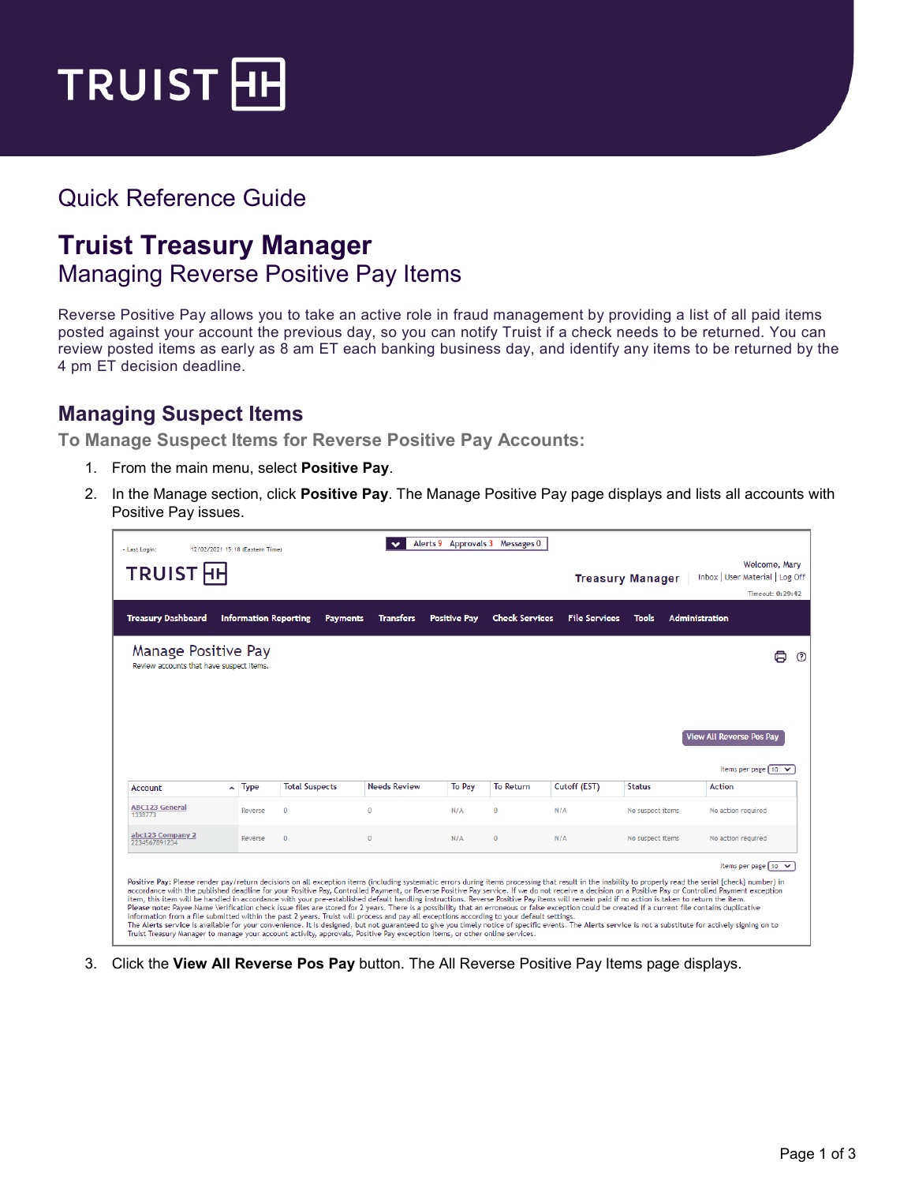# Quick Reference Guide

# Truist Treasury Manager

## Managing Reverse Positive Pay Items

Reverse Positive Pay allows you to take an active role in fraud management by providing a list of all paid items posted against your account the previous day, so you can notify Truist if a check needs to be returned. You can review posted items as early as 8 am ET each banking business day, and identify any items to be returned by the 4 pm ET decision deadline.

## Managing Suspect Items

### To Manage Suspect Items for Reverse Positive Pay Accounts:

1. From the main menu, select **Positive Pay**.
2. In the Manage section, click **Positive Pay**. The Manage Positive Pay page displays and lists all accounts with Positive Pay issues.

   - Last Login: 12/02/2021 15:18 (Eastern Time)

   Alerts 9 Approvals 3 Messages 0

   TRUIST

   Treasury Manager

   Welcome, Mary

   Inbox | User Material | Log Off

   Timeout: 0:29:42

   Treasury Dashboard | Information Reporting | Payments | Transfers | Positive Pay | Check Services | File Services | Tools | Administration

   **Manage Positive Pay**

   Review accounts that have suspect items.

   View All Reverse Pos Pay

   Items per page 10

   | Account | Type | Total Suspects | Needs Review | To Pay | To Return | Cutoff (EST) | Status | Action |
   |---|---|---|---|---|---|---|---|---|
   | ABC123 General 1338773 | Reverse | 0 | 0 | N/A | 0 | N/A | No suspect items | No action required |
   | abc123 Company 2 2234567891234 | Reverse | 0 | 0 | N/A | 0 | N/A | No suspect items | No action required |

   Items per page 10

   Positive Pay: Please render pay/return decisions on all exception items (including systematic errors during items processing that result in the inability to properly read the serial [check] number) in accordance with the published deadline for your Positive Pay, Controlled Payment, or Reverse Positive Pay service. If we do not receive a decision on a Positive Pay or Controlled Payment exception item, this item will be handled in accordance with your pre-established default handling instructions. Reverse Positive Pay items will remain paid if no action is taken to return the item.
   Please note: Payee Name Verification check issue files are stored for 2 years. There is a possibility that an erroneous or false exception could be created if a current file contains duplicative information from a file submitted within the past 2 years. Truist will process and pay all exceptions according to your default settings.
   The Alerts service is available for your convenience. It is designed, but not guaranteed to give you timely notice of specific events. The Alerts service is not a substitute for actively signing on to Truist Treasury Manager to manage your account activity, approvals, Positive Pay exception items, or other online services.

3. Click the **View All Reverse Pos Pay** button. The All Reverse Positive Pay Items page displays.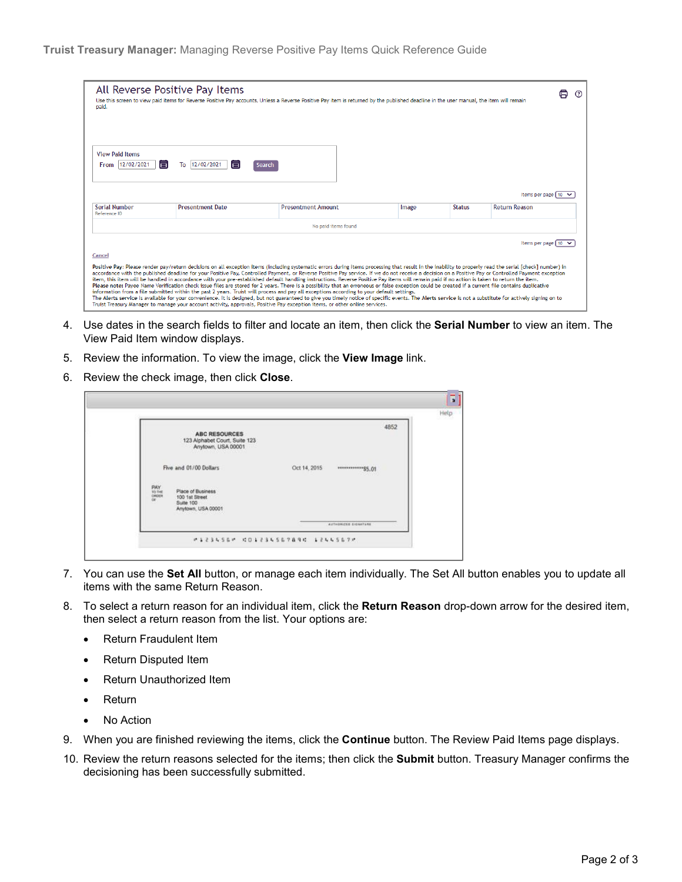4. Use dates in the search fields to filter and locate an item, then click the **Serial Number** to view an item. The View Paid Item window displays.
5. Review the information. To view the image, click the **View Image** link.
6. Review the check image, then click **Close**.
7. You can use the **Set All** button, or manage each item individually. The Set All button enables you to update all items with the same Return Reason.
8. To select a return reason for an individual item, click the **Return Reason** drop-down arrow for the desired item, then select a return reason from the list. Your options are:
   - Return Fraudulent Item
   - Return Disputed Item
   - Return Unauthorized Item
   - Return
   - No Action
9. When you are finished reviewing the items, click the **Continue** button. The Review Paid Items page displays.
10. Review the return reasons selected for the items; then click the **Submit** button. Treasury Manager confirms the decisioning has been successfully submitted.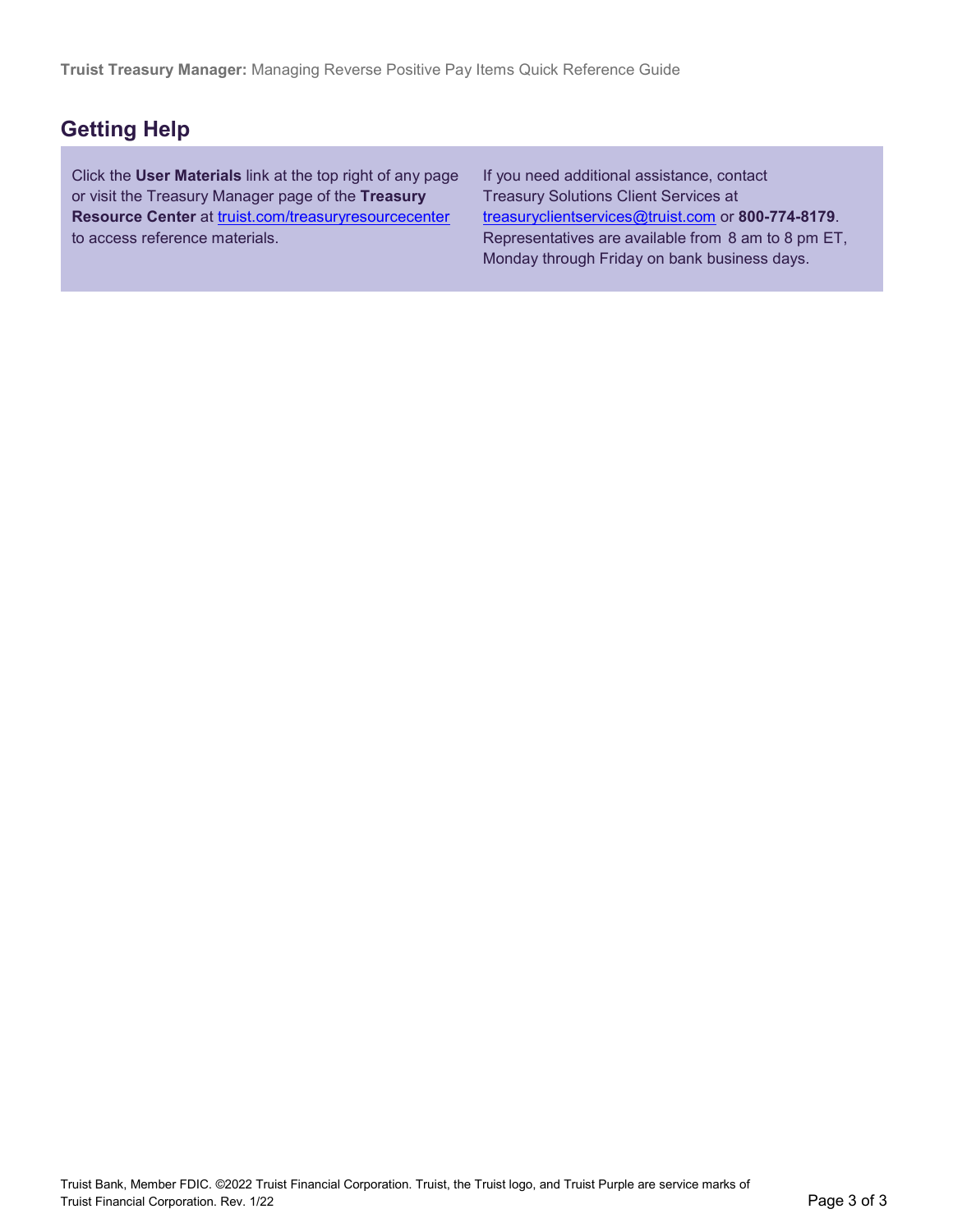## Getting Help

Click the **User Materials** link at the top right of any page or visit the Treasury Manager page of the **Treasury Resource Center** at truist.com/treasuryresourcecenter to access reference materials.

If you need additional assistance, contact Treasury Solutions Client Services at treasuryclientservices@truist.com or **800-774-8179**. Representatives are available from 8 am to 8 pm ET, Monday through Friday on bank business days.

Truist Bank, Member FDIC. ©2022 Truist Financial Corporation. Truist, the Truist logo, and Truist Purple are service marks of Truist Financial Corporation. Rev. 1/22